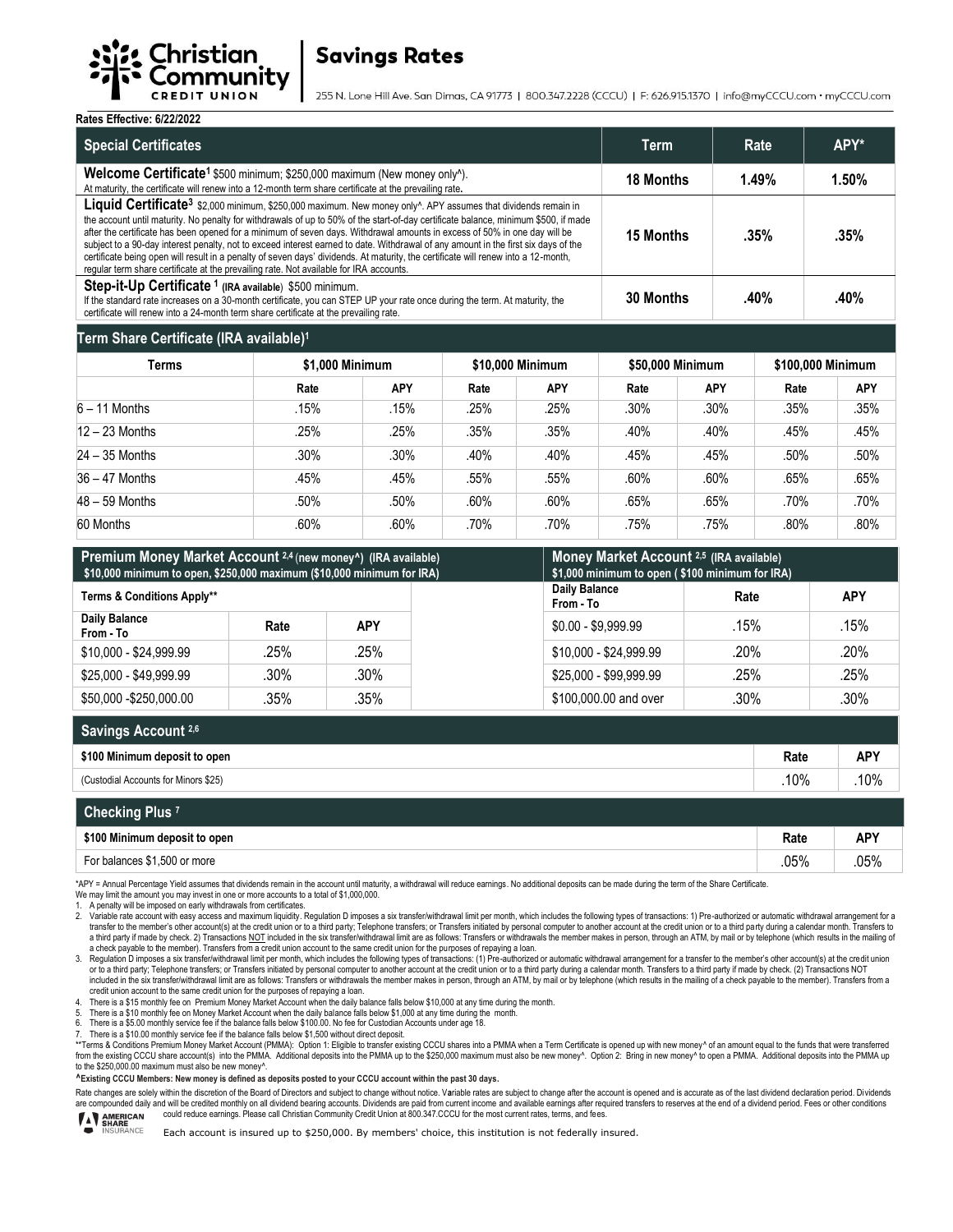# Christian Community Credit Union

## Savings Rates

255 N. Lone Hill Ave. San Dimas, CA 91773 | 800.347.2228 (CCCU) | F: 626.915.1370 | info@myCCCU.com • myCCCU.com

**Rates Effective: 6/22/2022**

| Special Certificates | Term | Rate | APY* |
|---|---|---|---|
| **Welcome Certificate**[1] $500 minimum; $250,000 maximum (New money only^). At maturity, the certificate will renew into a 12-month term share certificate at the prevailing rate. | 18 Months | 1.49% | 1.50% |
| **Liquid Certificate**[3] $2,000 minimum, $250,000 maximum. New money only^. APY assumes that dividends remain in the account until maturity. No penalty for withdrawals of up to 50% of the start-of-day certificate balance, minimum $500, if made after the certificate has been opened for a minimum of seven days. Withdrawal amounts in excess of 50% in one day will be subject to a 90-day interest penalty, not to exceed interest earned to date. Withdrawal of any amount in the first six days of the certificate being open will result in a penalty of seven days' dividends. At maturity, the certificate will renew into a 12-month, regular term share certificate at the prevailing rate. Not available for IRA accounts. | 15 Months | .35% | .35% |
| **Step-it-Up Certificate**[1] (IRA available) $500 minimum. If the standard rate increases on a 30-month certificate, you can STEP UP your rate once during the term. At maturity, the certificate will renew into a 24-month term share certificate at the prevailing rate. | 30 Months | .40% | .40% |

### Term Share Certificate (IRA available)[1]

| Terms | $1,000 Minimum | | $10,000 Minimum | | $50,000 Minimum | | $100,000 Minimum | |
|---|---|---|---|---|---|---|---|---|
| | Rate | APY | Rate | APY | Rate | APY | Rate | APY |
| 6 – 11 Months | .15% | .15% | .25% | .25% | .30% | .30% | .35% | .35% |
| 12 – 23 Months | .25% | .25% | .35% | .35% | .40% | .40% | .45% | .45% |
| 24 – 35 Months | .30% | .30% | .40% | .40% | .45% | .45% | .50% | .50% |
| 36 – 47 Months | .45% | .45% | .55% | .55% | .60% | .60% | .65% | .65% |
| 48 – 59 Months | .50% | .50% | .60% | .60% | .65% | .65% | .70% | .70% |
| 60 Months | .60% | .60% | .70% | .70% | .75% | .75% | .80% | .80% |

### Premium Money Market Account [2,4] (new money^) (IRA available)

$10,000 minimum to open, $250,000 maximum ($10,000 minimum for IRA)

Terms & Conditions Apply**

| Daily Balance From - To | Rate | APY |
|---|---|---|
| $10,000 - $24,999.99 | .25% | .25% |
| $25,000 - $49,999.99 | .30% | .30% |
| $50,000 -$250,000.00 | .35% | .35% |

### Money Market Account [2,5] (IRA available)

$1,000 minimum to open ( $100 minimum for IRA)

| Daily Balance From - To | Rate | APY |
|---|---|---|
| $0.00 - $9,999.99 | .15% | .15% |
| $10,000 - $24,999.99 | .20% | .20% |
| $25,000 - $99,999.99 | .25% | .25% |
| $100,000.00 and over | .30% | .30% |

### Savings Account [2,6]

| $100 Minimum deposit to open | Rate | APY |
|---|---|---|
| (Custodial Accounts for Minors $25) | .10% | .10% |

### Checking Plus [7]

| $100 Minimum deposit to open | Rate | APY |
|---|---|---|
| For balances $1,500 or more | .05% | .05% |

*APY = Annual Percentage Yield assumes that dividends remain in the account until maturity, a withdrawal will reduce earnings. No additional deposits can be made during the term of the Share Certificate.
We may limit the amount you may invest in one or more accounts to a total of $1,000,000.

1. A penalty will be imposed on early withdrawals from certificates.
2. Variable rate account with easy access and maximum liquidity. Regulation D imposes a six transfer/withdrawal limit per month, which includes the following types of transactions: 1) Pre-authorized or automatic withdrawal arrangement for a transfer to the member's other account(s) at the credit union or to a third party; Telephone transfers; or Transfers initiated by personal computer to another account at the credit union or to a third party during a calendar month. Transfers to a third party if made by check. 2) Transactions NOT included in the six transfer/withdrawal limit are as follows: Transfers or withdrawals the member makes in person, through an ATM, by mail or by telephone (which results in the mailing of a check payable to the member). Transfers from a credit union account to the same credit union for the purposes of repaying a loan.
3. Regulation D imposes a six transfer/withdrawal limit per month, which includes the following types of transactions: (1) Pre-authorized or automatic withdrawal arrangement for a transfer to the member's other account(s) at the credit union or to a third party; Telephone transfers; or Transfers initiated by personal computer to another account at the credit union or to a third party during a calendar month. Transfers to a third party if made by check. (2) Transactions NOT included in the six transfer/withdrawal limit are as follows: Transfers or withdrawals the member makes in person, through an ATM, by mail or by telephone (which results in the mailing of a check payable to the member). Transfers from a credit union account to the same credit union for the purposes of repaying a loan.
4. There is a $15 monthly fee on Premium Money Market Account when the daily balance falls below $10,000 at any time during the month.
5. There is a $10 monthly fee on Money Market Account when the daily balance falls below $1,000 at any time during the month.
6. There is a $5.00 monthly service fee if the balance falls below $100.00. No fee for Custodian Accounts under age 18.
7. There is a $10.00 monthly service fee if the balance falls below $1,500 without direct deposit.

**Terms & Conditions Premium Money Market Account (PMMA): Option 1: Eligible to transfer existing CCCU shares into a PMMA when a Term Certificate is opened up with new money^ of an amount equal to the funds that were transferred from the existing CCCU share account(s) into the PMMA. Additional deposits into the PMMA up to the $250,000 maximum must also be new money^. Option 2: Bring in new money^ to open a PMMA. Additional deposits into the PMMA up to the $250,000.00 maximum must also be new money^.

**^Existing CCCU Members: New money is defined as deposits posted to your CCCU account within the past 30 days.**

Rate changes are solely within the discretion of the Board of Directors and subject to change without notice. Variable rates are subject to change after the account is opened and is accurate as of the last dividend declaration period. Dividends are compounded daily and will be credited monthly on all dividend bearing accounts. Dividends are paid from current income and available earnings after required transfers to reserves at the end of a dividend period. Fees or other conditions could reduce earnings. Please call Christian Community Credit Union at 800.347.CCCU for the most current rates, terms, and fees.

American Share Insurance

Each account is insured up to $250,000. By members' choice, this institution is not federally insured.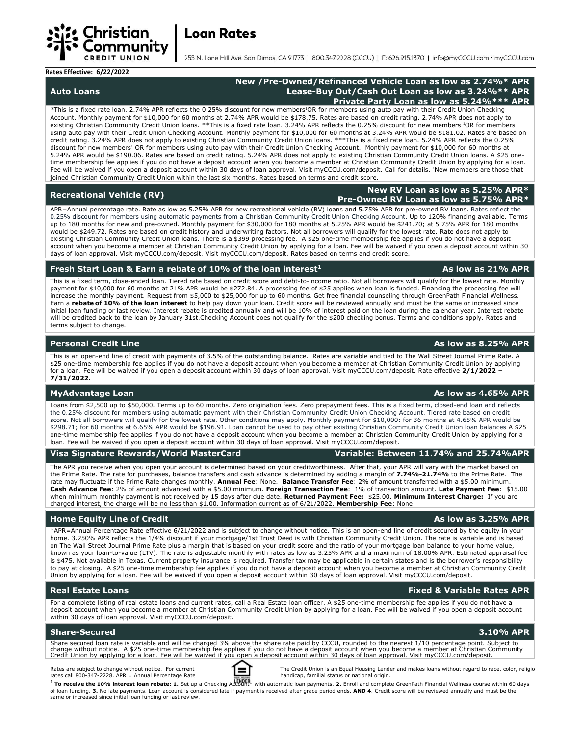# Christian Community Credit Union — Loan Rates

255 N. Lone Hill Ave. San Dimas, CA 91773 | 800.347.2228 (CCCU) | F: 626.915.1370 | info@myCCCU.com • myCCCU.com

**Rates Effective: 6/22/2022**

## Auto Loans

**New /Pre-Owned/Refinanced Vehicle Loan as low as 2.74%* APR**
**Lease-Buy Out/Cash Out Loan as low as 3.24%** APR**
**Private Party Loan as low as 5.24%*** APR**

*This is a fixed rate loan. 2.74% APR reflects the 0.25% discount for new members[1] OR for members using auto pay with their Credit Union Checking Account. Monthly payment for $10,000 for 60 months at 2.74% APR would be $178.75. Rates are based on credit rating. 2.74% APR does not apply to existing Christian Community Credit Union loans. **This is a fixed rate loan. 3.24% APR reflects the 0.25% discount for new members [1]OR for members using auto pay with their Credit Union Checking Account. Monthly payment for $10,000 for 60 months at 3.24% APR would be $181.02. Rates are based on credit rating. 3.24% APR does not apply to existing Christian Community Credit Union loans. ***This is a fixed rate loan. 5.24% APR reflects the 0.25% discount for new members[1] OR for members using auto pay with their Credit Union Checking Account. Monthly payment for $10,000 for 60 months at 5.24% APR would be $190.06. Rates are based on credit rating. 5.24% APR does not apply to existing Christian Community Credit Union loans. A $25 one-time membership fee applies if you do not have a deposit account when you become a member at Christian Community Credit Union by applying for a loan. Fee will be waived if you open a deposit account within 30 days of loan approval. Visit myCCCU.com/deposit. Call for details. [1]New members are those that joined Christian Community Credit Union within the last six months. Rates based on terms and credit score.

## Recreational Vehicle (RV)

**New RV Loan as low as 5.25% APR***
**Pre-Owned RV Loan as low as 5.75% APR***

APR=Annual percentage rate. Rate as low as 5.25% APR for new recreational vehicle (RV) loans and 5.75% APR for pre-owned RV loans. Rates reflect the 0.25% discount for members using automatic payments from a Christian Community Credit Union Checking Account. Up to 120% financing available. Terms up to 180 months for new and pre-owned. Monthly payment for $30,000 for 180 months at 5.25% APR would be $241.70; at 5.75% APR for 180 months would be $249.72. Rates are based on credit history and underwriting factors. Not all borrowers will qualify for the lowest rate. Rate does not apply to existing Christian Community Credit Union loans. There is a $399 processing fee. A $25 one-time membership fee applies if you do not have a deposit account when you become a member at Christian Community Credit Union by applying for a loan. Fee will be waived if you open a deposit account within 30 days of loan approval. Visit myCCCU.com/deposit. Visit myCCCU.com/deposit. Rates based on terms and credit score.

## Fresh Start Loan & Earn a rebate of 10% of the loan interest[1]

**As low as 21% APR**

This is a fixed term, close-ended loan. Tiered rate based on credit score and debt-to-income ratio. Not all borrowers will qualify for the lowest rate. Monthly payment for $10,000 for 60 months at 21% APR would be $272.84. A processing fee of $25 applies when loan is funded. Financing the processing fee will increase the monthly payment. Request from $5,000 to $25,000 for up to 60 months. Get free financial counseling through GreenPath Financial Wellness. Earn a **rebate of 10% of the loan interest** to help pay down your loan. Credit score will be reviewed annually and must be the same or increased since initial loan funding or last review. Interest rebate is credited annually and will be 10% of interest paid on the loan during the calendar year. Interest rebate will be credited back to the loan by January 31st.Checking Account does not qualify for the $200 checking bonus. Terms and conditions apply. Rates and terms subject to change.

## Personal Credit Line

**As low as 8.25% APR**

This is an open-end line of credit with payments of 3.5% of the outstanding balance. Rates are variable and tied to The Wall Street Journal Prime Rate. A $25 one-time membership fee applies if you do not have a deposit account when you become a member at Christian Community Credit Union by applying for a loan. Fee will be waived if you open a deposit account within 30 days of loan approval. Visit myCCCU.com/deposit. Rate effective **2/1/2022 – 7/31/2022.**

## MyAdvantage Loan

**As low as 4.65% APR**

Loans from $2,500 up to $50,000. Terms up to 60 months. Zero origination fees. Zero prepayment fees. This is a fixed term, closed-end loan and reflects the 0.25% discount for members using automatic payment with their Christian Community Credit Union Checking Account. Tiered rate based on credit score. Not all borrowers will qualify for the lowest rate. Other conditions may apply. Monthly payment for $10,000: for 36 months at 4.65% APR would be $298.71; for 60 months at 6.65% APR would be $196.91. Loan cannot be used to pay other existing Christian Community Credit Union loan balances A $25 one-time membership fee applies if you do not have a deposit account when you become a member at Christian Community Credit Union by applying for a loan. Fee will be waived if you open a deposit account within 30 days of loan approval. Visit myCCCU.com/deposit.

## Visa Signature Rewards/World MasterCard

**Variable: Between 11.74% and 25.74%APR**

The APR you receive when you open your account is determined based on your creditworthiness. After that, your APR will vary with the market based on the Prime Rate. The rate for purchases, balance transfers and cash advance is determined by adding a margin of **7.74%-21.74%** to the Prime Rate. The rate may fluctuate if the Prime Rate changes monthly. **Annual Fee**: None. **Balance Transfer Fee**: 2% of amount transferred with a $5.00 minimum. **Cash Advance Fee**: 2% of amount advanced with a $5.00 minimum. **Foreign Transaction Fee**: 1% of transaction amount. **Late Payment Fee**: $15.00 when minimum monthly payment is not received by 15 days after due date. **Returned Payment Fee:** $25.00. **Minimum Interest Charge:** If you are charged interest, the charge will be no less than $1.00. Information current as of 6/21/2022. **Membership Fee**: None

## Home Equity Line of Credit

**As low as 3.25% APR**

*APR=Annual Percentage Rate effective 6/21/2022 and is subject to change without notice. This is an open-end line of credit secured by the equity in your home. 3.250% APR reflects the 1/4% discount if your mortgage/1st Trust Deed is with Christian Community Credit Union. The rate is variable and is based on The Wall Street Journal Prime Rate plus a margin that is based on your credit score and the ratio of your mortgage loan balance to your home value, known as your loan-to-value (LTV). The rate is adjustable monthly with rates as low as 3.25% APR and a maximum of 18.00% APR. Estimated appraisal fee is $475. Not available in Texas. Current property insurance is required. Transfer tax may be applicable in certain states and is the borrower's responsibility to pay at closing. A $25 one-time membership fee applies if you do not have a deposit account when you become a member at Christian Community Credit Union by applying for a loan. Fee will be waived if you open a deposit account within 30 days of loan approval. Visit myCCCU.com/deposit.

## Real Estate Loans

**Fixed & Variable Rates APR**

For a complete listing of real estate loans and current rates, call a Real Estate loan officer. A $25 one-time membership fee applies if you do not have a deposit account when you become a member at Christian Community Credit Union by applying for a loan. Fee will be waived if you open a deposit account within 30 days of loan approval. Visit myCCCU.com/deposit.

## Share-Secured

**3.10% APR**

Share secured loan rate is variable and will be charged 3% above the share rate paid by CCCU, rounded to the nearest 1/10 percentage point. Subject to change without notice. A $25 one-time membership fee applies if you do not have a deposit account when you become a member at Christian Community Credit Union by applying for a loan. Fee will be waived if you open a deposit account within 30 days of loan approval. Visit myCCCU.com/deposit.

Rates are subject to change without notice. For current rates call 800-347-2228. APR = Annual Percentage Rate

The Credit Union is an Equal Housing Lender and makes loans without regard to race, color, religio handicap, familial status or national origin.

[1] **To receive the 10% interest loan rebate: 1.** Set up a Checking Account with automatic loan payments. **2.** Enroll and complete GreenPath Financial Wellness course within 60 days of loan funding. **3.** No late payments. Loan account is considered late if payment is received after grace period ends. **AND 4**. Credit score will be reviewed annually and must be the same or increased since initial loan funding or last review.